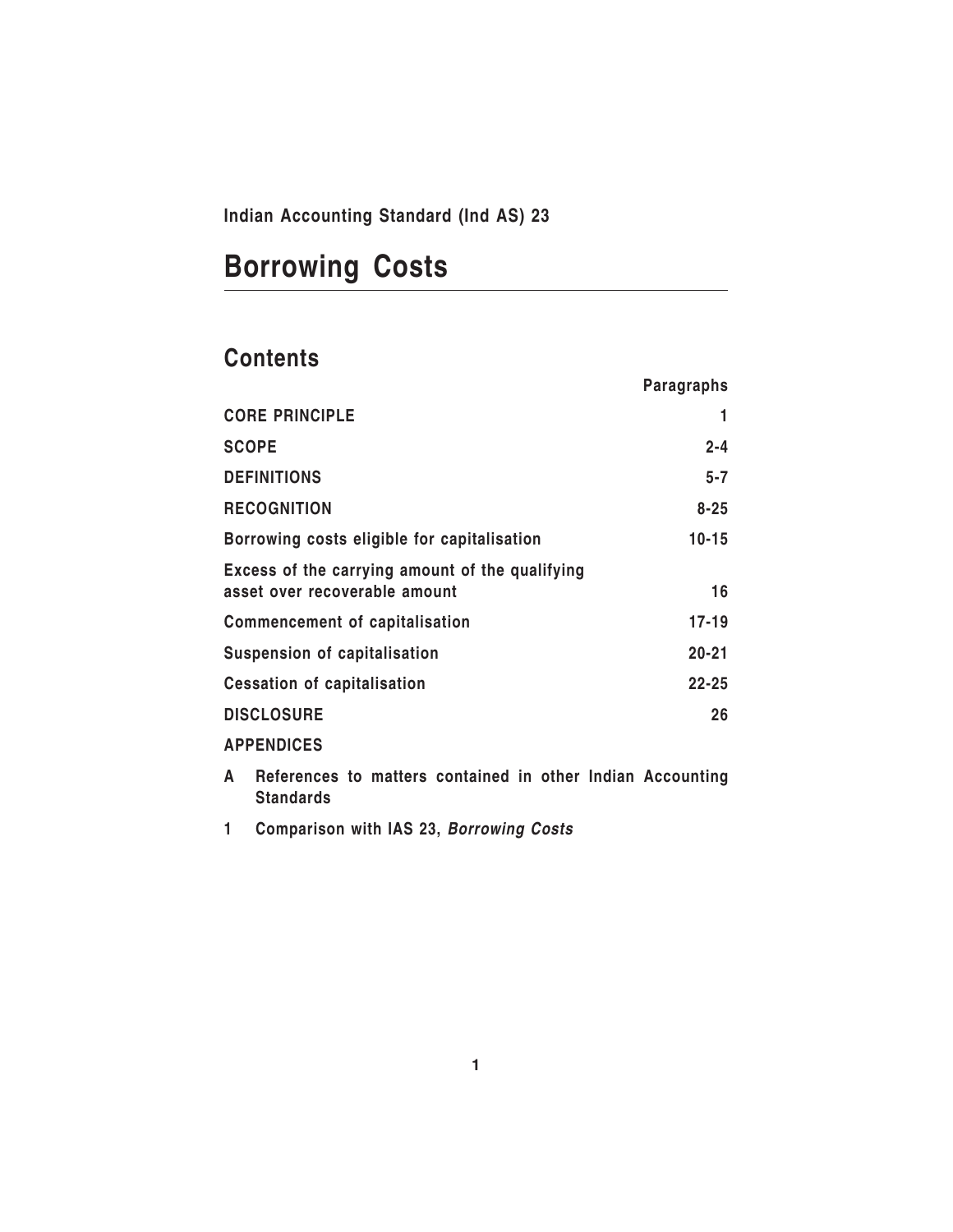**Indian Accounting Standard (Ind AS) 23**

# Borrowing Costs

## Contents

| | Paragraphs |
|---|---|
| **CORE PRINCIPLE** | **1** |
| **SCOPE** | **2-4** |
| **DEFINITIONS** | **5-7** |
| **RECOGNITION** | **8-25** |
| **Borrowing costs eligible for capitalisation** | **10-15** |
| **Excess of the carrying amount of the qualifying asset over recoverable amount** | **16** |
| **Commencement of capitalisation** | **17-19** |
| **Suspension of capitalisation** | **20-21** |
| **Cessation of capitalisation** | **22-25** |
| **DISCLOSURE** | **26** |

**APPENDICES**

**A References to matters contained in other Indian Accounting Standards**

**1 Comparison with IAS 23, *Borrowing Costs***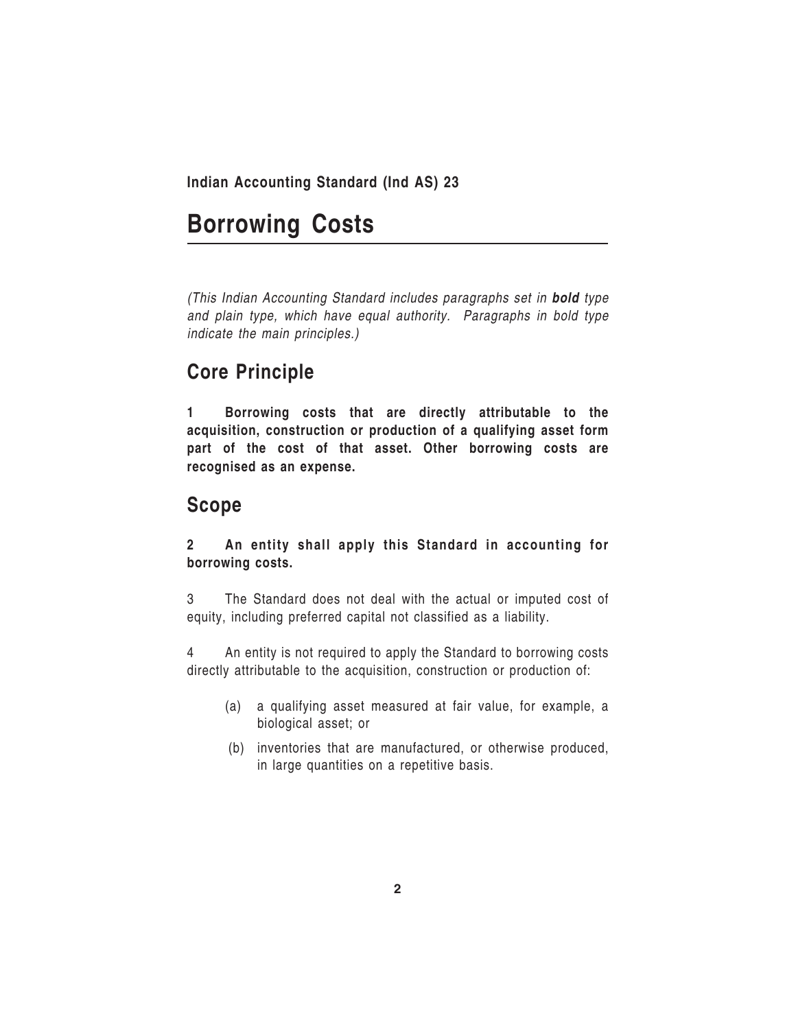**Indian Accounting Standard (Ind AS) 23**

# Borrowing Costs

*(This Indian Accounting Standard includes paragraphs set in **bold** type and plain type, which have equal authority. Paragraphs in bold type indicate the main principles.)*

## Core Principle

**1 Borrowing costs that are directly attributable to the acquisition, construction or production of a qualifying asset form part of the cost of that asset. Other borrowing costs are recognised as an expense.**

## Scope

**2 An entity shall apply this Standard in accounting for borrowing costs.**

3 The Standard does not deal with the actual or imputed cost of equity, including preferred capital not classified as a liability.

4 An entity is not required to apply the Standard to borrowing costs directly attributable to the acquisition, construction or production of:

- (a) a qualifying asset measured at fair value, for example, a biological asset; or
- (b) inventories that are manufactured, or otherwise produced, in large quantities on a repetitive basis.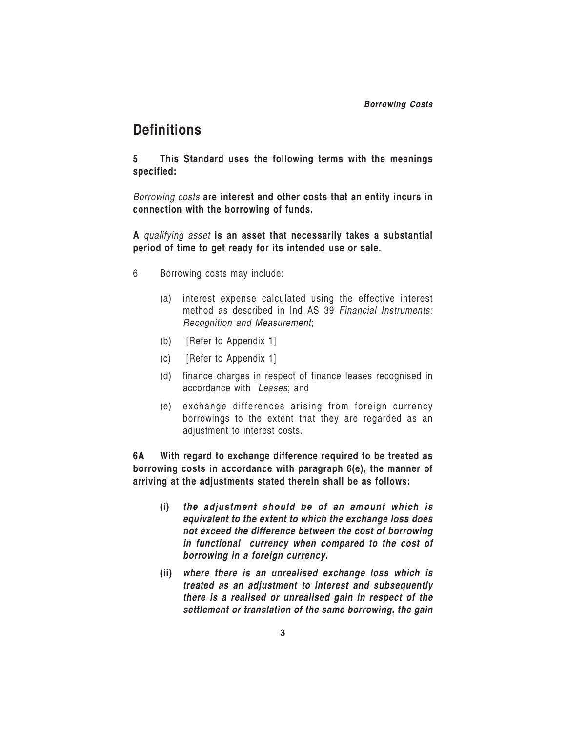## Definitions

**5 This Standard uses the following terms with the meanings specified:**

*Borrowing costs* **are interest and other costs that an entity incurs in connection with the borrowing of funds.**

**A** *qualifying asset* **is an asset that necessarily takes a substantial period of time to get ready for its intended use or sale.**

6 Borrowing costs may include:

(a) interest expense calculated using the effective interest method as described in Ind AS 39 *Financial Instruments: Recognition and Measurement*;

(b) [Refer to Appendix 1]

(c) [Refer to Appendix 1]

(d) finance charges in respect of finance leases recognised in accordance with *Leases*; and

(e) exchange differences arising from foreign currency borrowings to the extent that they are regarded as an adjustment to interest costs.

**6A With regard to exchange difference required to be treated as borrowing costs in accordance with paragraph 6(e), the manner of arriving at the adjustments stated therein shall be as follows:**

**(i)** ***the adjustment should be of an amount which is equivalent to the extent to which the exchange loss does not exceed the difference between the cost of borrowing in functional currency when compared to the cost of borrowing in a foreign currency.***

**(ii)** ***where there is an unrealised exchange loss which is treated as an adjustment to interest and subsequently there is a realised or unrealised gain in respect of the settlement or translation of the same borrowing, the gain***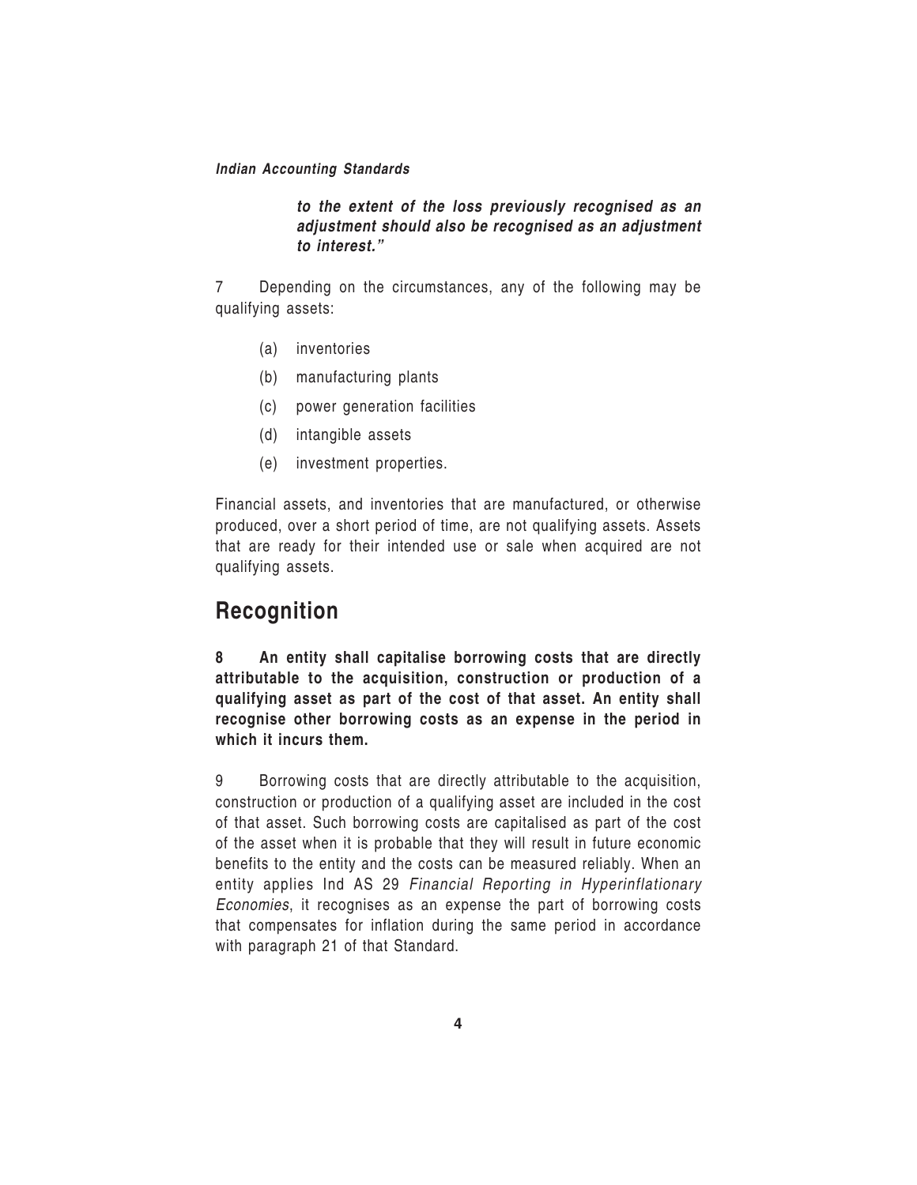***to the extent of the loss previously recognised as an adjustment should also be recognised as an adjustment to interest."***

7 Depending on the circumstances, any of the following may be qualifying assets:

(a) inventories

(b) manufacturing plants

(c) power generation facilities

(d) intangible assets

(e) investment properties.

Financial assets, and inventories that are manufactured, or otherwise produced, over a short period of time, are not qualifying assets. Assets that are ready for their intended use or sale when acquired are not qualifying assets.

## Recognition

**8 An entity shall capitalise borrowing costs that are directly attributable to the acquisition, construction or production of a qualifying asset as part of the cost of that asset. An entity shall recognise other borrowing costs as an expense in the period in which it incurs them.**

9 Borrowing costs that are directly attributable to the acquisition, construction or production of a qualifying asset are included in the cost of that asset. Such borrowing costs are capitalised as part of the cost of the asset when it is probable that they will result in future economic benefits to the entity and the costs can be measured reliably. When an entity applies Ind AS 29 *Financial Reporting in Hyperinflationary Economies*, it recognises as an expense the part of borrowing costs that compensates for inflation during the same period in accordance with paragraph 21 of that Standard.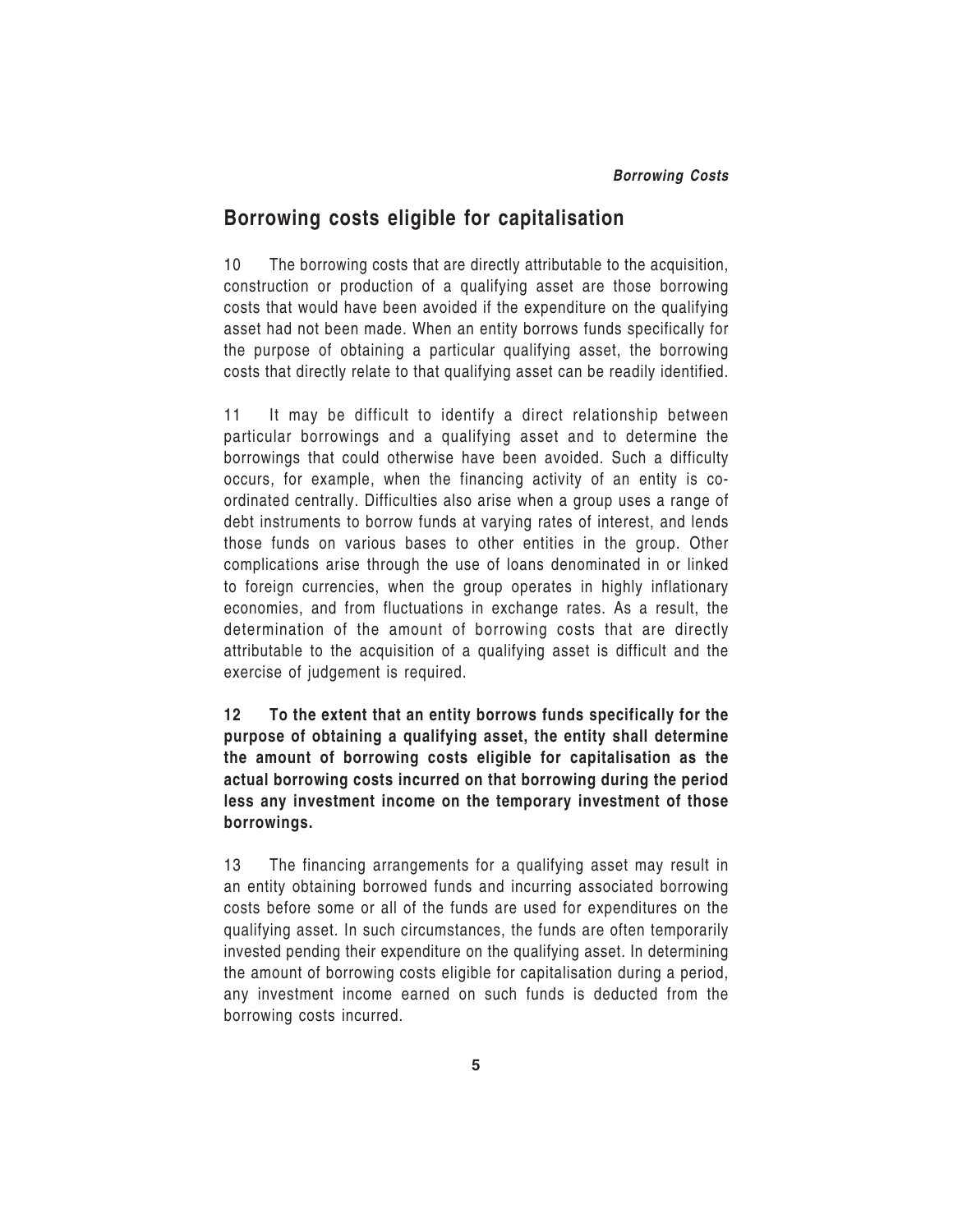## Borrowing costs eligible for capitalisation

10 The borrowing costs that are directly attributable to the acquisition, construction or production of a qualifying asset are those borrowing costs that would have been avoided if the expenditure on the qualifying asset had not been made. When an entity borrows funds specifically for the purpose of obtaining a particular qualifying asset, the borrowing costs that directly relate to that qualifying asset can be readily identified.

11 It may be difficult to identify a direct relationship between particular borrowings and a qualifying asset and to determine the borrowings that could otherwise have been avoided. Such a difficulty occurs, for example, when the financing activity of an entity is co-ordinated centrally. Difficulties also arise when a group uses a range of debt instruments to borrow funds at varying rates of interest, and lends those funds on various bases to other entities in the group. Other complications arise through the use of loans denominated in or linked to foreign currencies, when the group operates in highly inflationary economies, and from fluctuations in exchange rates. As a result, the determination of the amount of borrowing costs that are directly attributable to the acquisition of a qualifying asset is difficult and the exercise of judgement is required.

**12 To the extent that an entity borrows funds specifically for the purpose of obtaining a qualifying asset, the entity shall determine the amount of borrowing costs eligible for capitalisation as the actual borrowing costs incurred on that borrowing during the period less any investment income on the temporary investment of those borrowings.**

13 The financing arrangements for a qualifying asset may result in an entity obtaining borrowed funds and incurring associated borrowing costs before some or all of the funds are used for expenditures on the qualifying asset. In such circumstances, the funds are often temporarily invested pending their expenditure on the qualifying asset. In determining the amount of borrowing costs eligible for capitalisation during a period, any investment income earned on such funds is deducted from the borrowing costs incurred.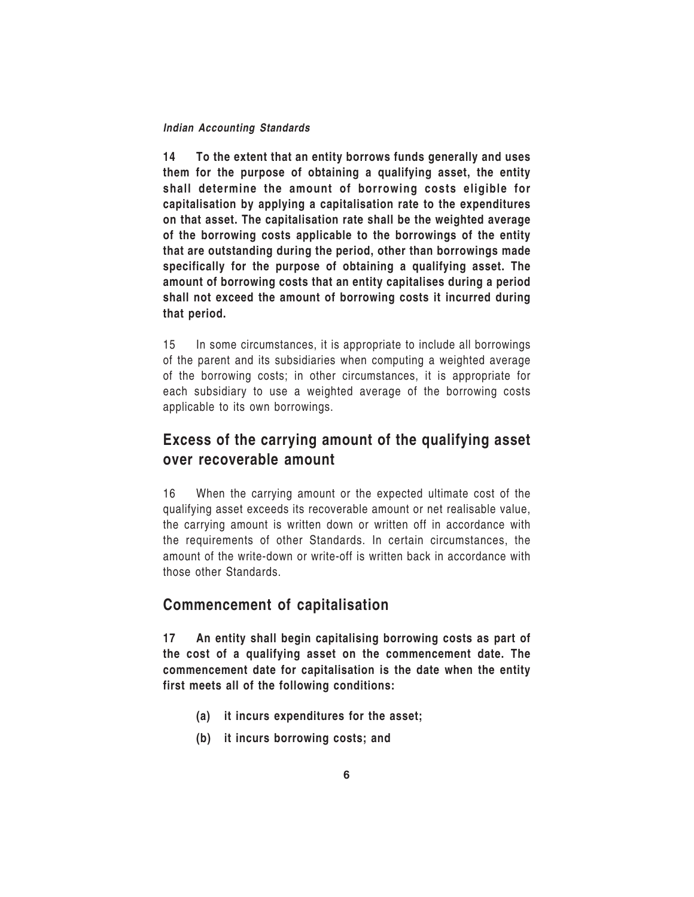**14 To the extent that an entity borrows funds generally and uses them for the purpose of obtaining a qualifying asset, the entity shall determine the amount of borrowing costs eligible for capitalisation by applying a capitalisation rate to the expenditures on that asset. The capitalisation rate shall be the weighted average of the borrowing costs applicable to the borrowings of the entity that are outstanding during the period, other than borrowings made specifically for the purpose of obtaining a qualifying asset. The amount of borrowing costs that an entity capitalises during a period shall not exceed the amount of borrowing costs it incurred during that period.**

15 In some circumstances, it is appropriate to include all borrowings of the parent and its subsidiaries when computing a weighted average of the borrowing costs; in other circumstances, it is appropriate for each subsidiary to use a weighted average of the borrowing costs applicable to its own borrowings.

## Excess of the carrying amount of the qualifying asset over recoverable amount

16 When the carrying amount or the expected ultimate cost of the qualifying asset exceeds its recoverable amount or net realisable value, the carrying amount is written down or written off in accordance with the requirements of other Standards. In certain circumstances, the amount of the write-down or write-off is written back in accordance with those other Standards.

## Commencement of capitalisation

**17 An entity shall begin capitalising borrowing costs as part of the cost of a qualifying asset on the commencement date. The commencement date for capitalisation is the date when the entity first meets all of the following conditions:**

- **(a) it incurs expenditures for the asset;**
- **(b) it incurs borrowing costs; and**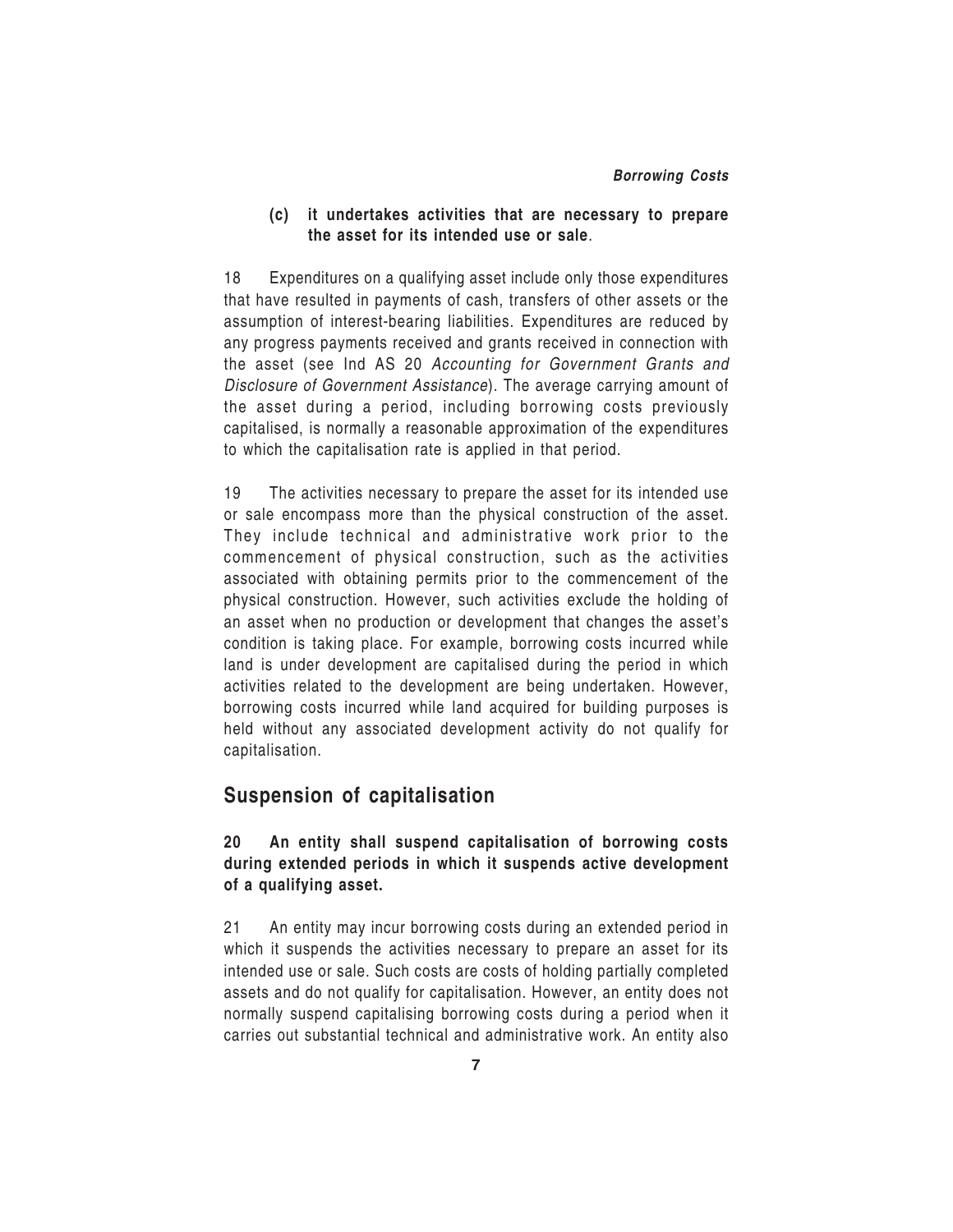**(c) it undertakes activities that are necessary to prepare the asset for its intended use or sale**.

18 Expenditures on a qualifying asset include only those expenditures that have resulted in payments of cash, transfers of other assets or the assumption of interest-bearing liabilities. Expenditures are reduced by any progress payments received and grants received in connection with the asset (see Ind AS 20 *Accounting for Government Grants and Disclosure of Government Assistance*). The average carrying amount of the asset during a period, including borrowing costs previously capitalised, is normally a reasonable approximation of the expenditures to which the capitalisation rate is applied in that period.

19 The activities necessary to prepare the asset for its intended use or sale encompass more than the physical construction of the asset. They include technical and administrative work prior to the commencement of physical construction, such as the activities associated with obtaining permits prior to the commencement of the physical construction. However, such activities exclude the holding of an asset when no production or development that changes the asset's condition is taking place. For example, borrowing costs incurred while land is under development are capitalised during the period in which activities related to the development are being undertaken. However, borrowing costs incurred while land acquired for building purposes is held without any associated development activity do not qualify for capitalisation.

## Suspension of capitalisation

**20 An entity shall suspend capitalisation of borrowing costs during extended periods in which it suspends active development of a qualifying asset.**

21 An entity may incur borrowing costs during an extended period in which it suspends the activities necessary to prepare an asset for its intended use or sale. Such costs are costs of holding partially completed assets and do not qualify for capitalisation. However, an entity does not normally suspend capitalising borrowing costs during a period when it carries out substantial technical and administrative work. An entity also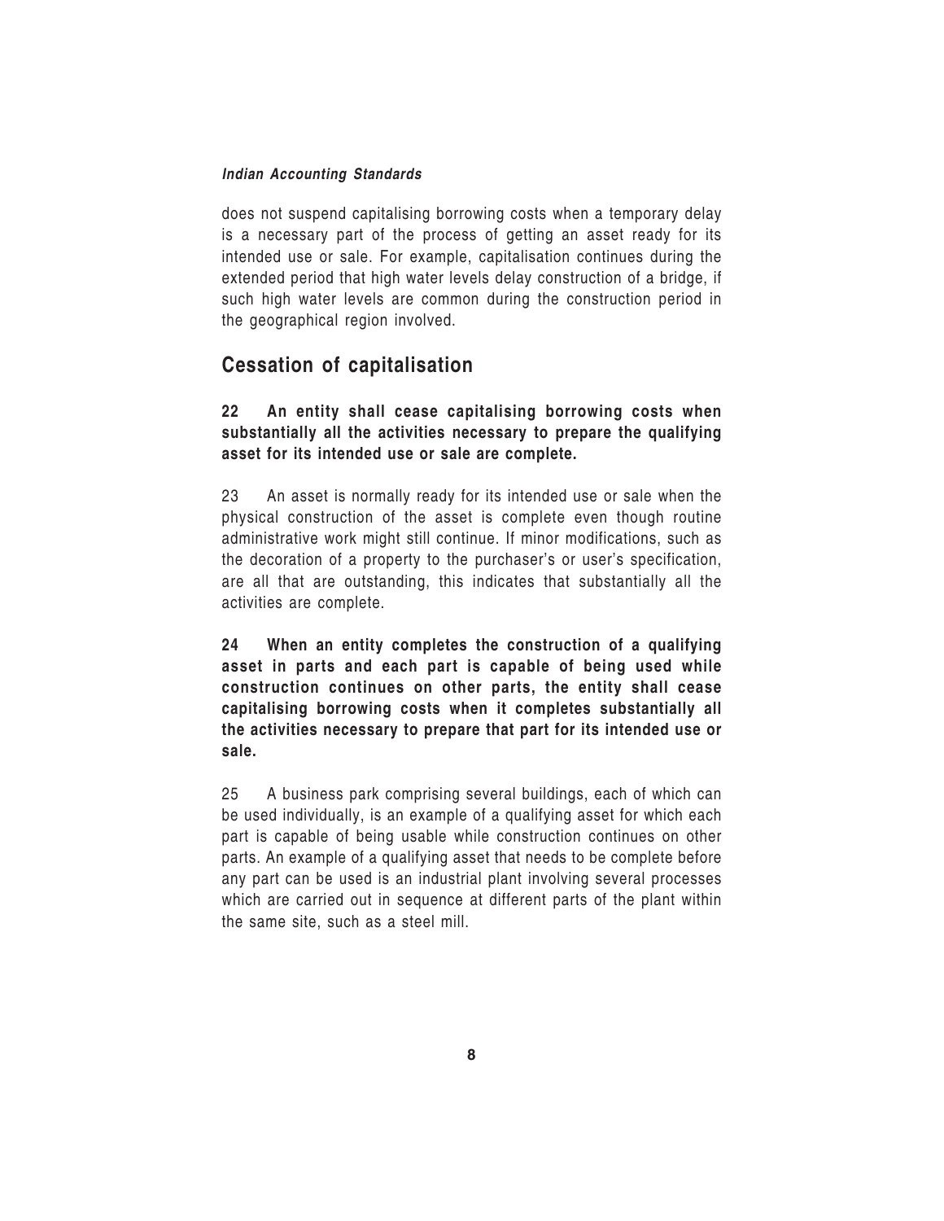does not suspend capitalising borrowing costs when a temporary delay is a necessary part of the process of getting an asset ready for its intended use or sale. For example, capitalisation continues during the extended period that high water levels delay construction of a bridge, if such high water levels are common during the construction period in the geographical region involved.

## Cessation of capitalisation

**22 An entity shall cease capitalising borrowing costs when substantially all the activities necessary to prepare the qualifying asset for its intended use or sale are complete.**

23 An asset is normally ready for its intended use or sale when the physical construction of the asset is complete even though routine administrative work might still continue. If minor modifications, such as the decoration of a property to the purchaser's or user's specification, are all that are outstanding, this indicates that substantially all the activities are complete.

**24 When an entity completes the construction of a qualifying asset in parts and each part is capable of being used while construction continues on other parts, the entity shall cease capitalising borrowing costs when it completes substantially all the activities necessary to prepare that part for its intended use or sale.**

25 A business park comprising several buildings, each of which can be used individually, is an example of a qualifying asset for which each part is capable of being usable while construction continues on other parts. An example of a qualifying asset that needs to be complete before any part can be used is an industrial plant involving several processes which are carried out in sequence at different parts of the plant within the same site, such as a steel mill.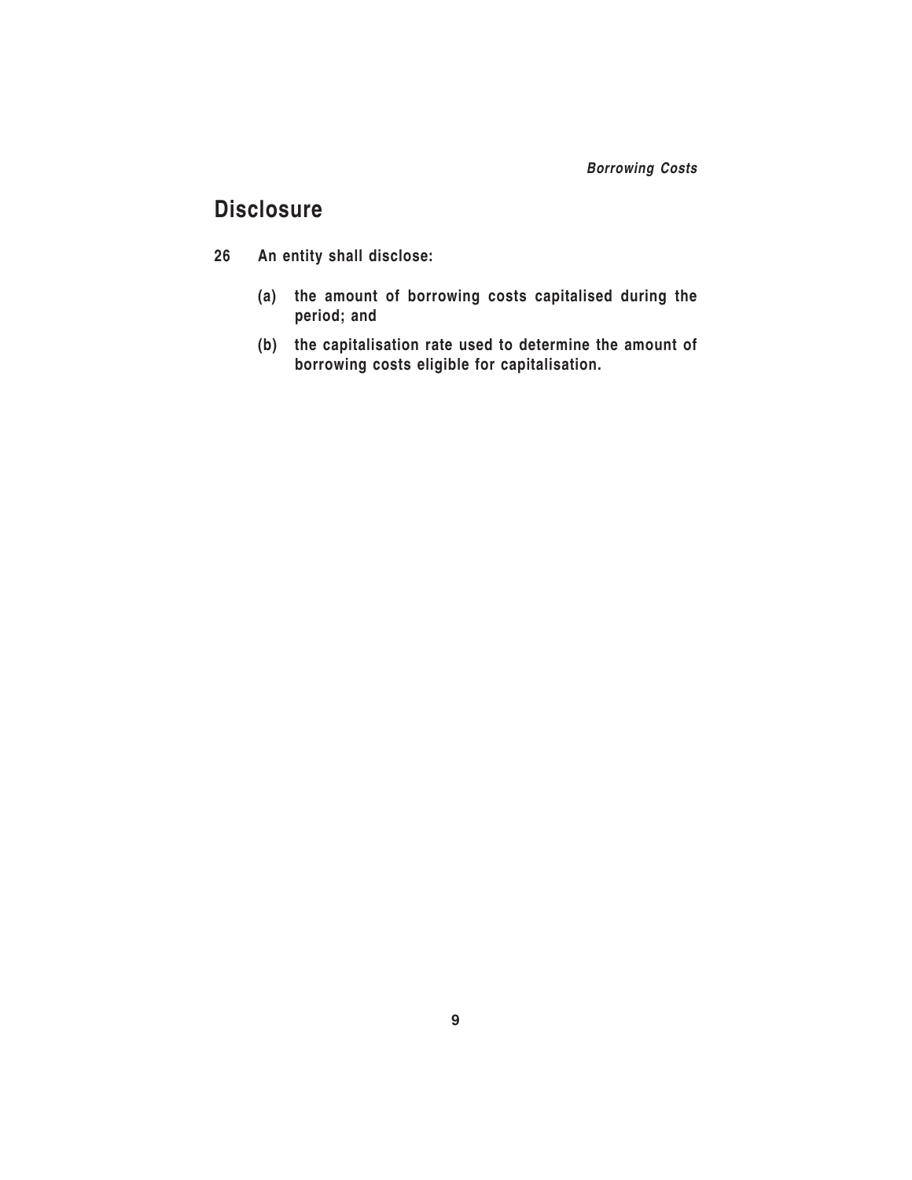## Disclosure

**26 An entity shall disclose:**

**(a) the amount of borrowing costs capitalised during the period; and**

**(b) the capitalisation rate used to determine the amount of borrowing costs eligible for capitalisation.**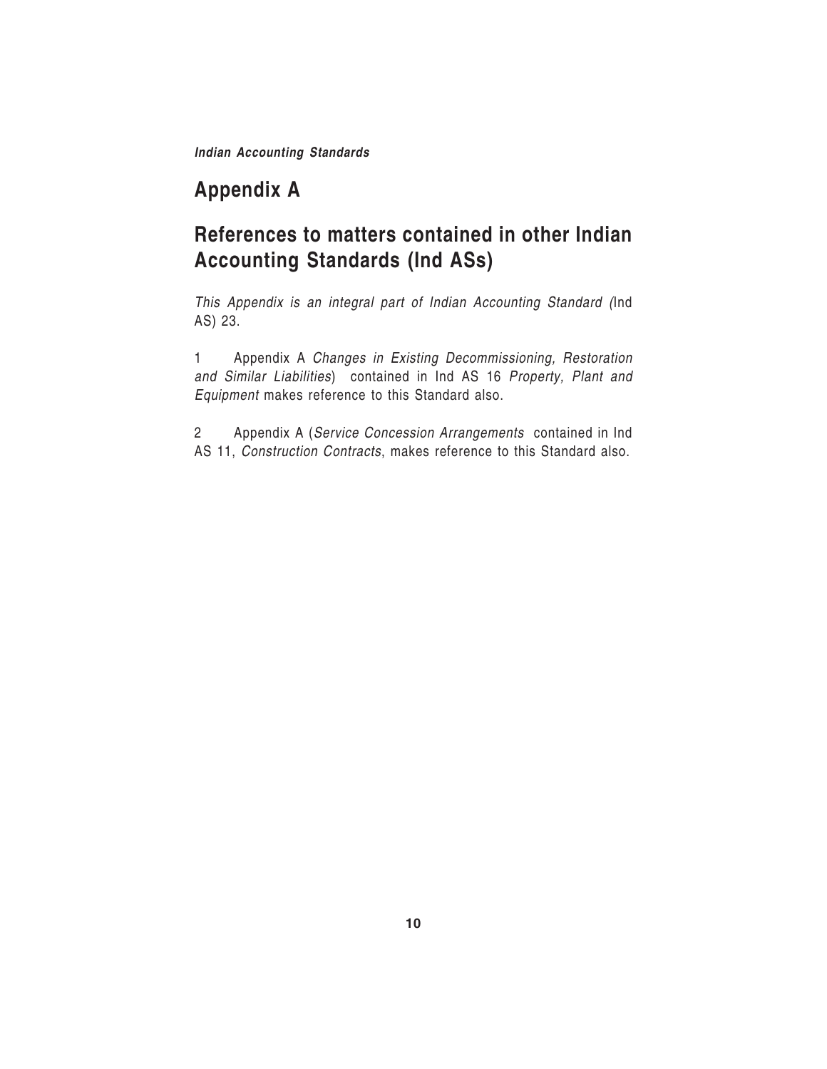## Appendix A

## References to matters contained in other Indian Accounting Standards (Ind ASs)

*This Appendix is an integral part of Indian Accounting Standard (*Ind AS) 23.

1 Appendix A *Changes in Existing Decommissioning, Restoration and Similar Liabilities*) contained in Ind AS 16 *Property, Plant and Equipment* makes reference to this Standard also.

2 Appendix A (*Service Concession Arrangements* contained in Ind AS 11, *Construction Contracts*, makes reference to this Standard also.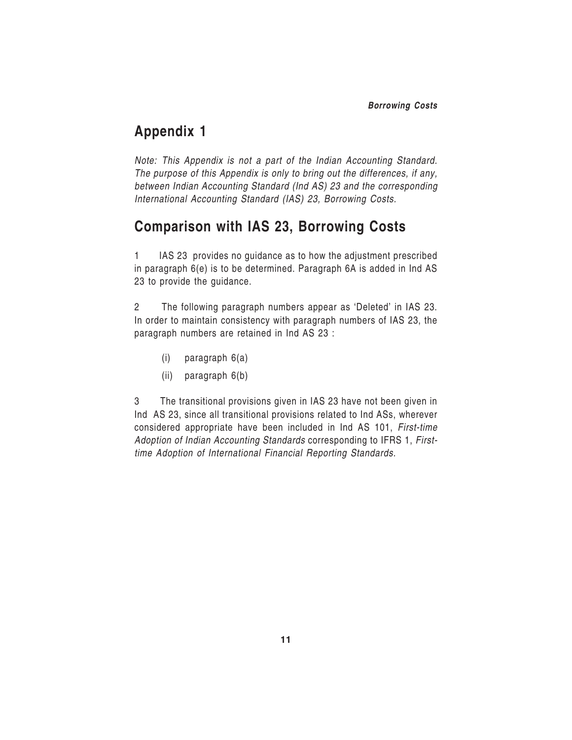## Appendix 1

*Note: This Appendix is not a part of the Indian Accounting Standard. The purpose of this Appendix is only to bring out the differences, if any, between Indian Accounting Standard (Ind AS) 23 and the corresponding International Accounting Standard (IAS) 23, Borrowing Costs.*

## Comparison with IAS 23, Borrowing Costs

1 IAS 23 provides no guidance as to how the adjustment prescribed in paragraph 6(e) is to be determined. Paragraph 6A is added in Ind AS 23 to provide the guidance.

2 The following paragraph numbers appear as 'Deleted' in IAS 23. In order to maintain consistency with paragraph numbers of IAS 23, the paragraph numbers are retained in Ind AS 23 :

(i) paragraph 6(a)

(ii) paragraph 6(b)

3 The transitional provisions given in IAS 23 have not been given in Ind AS 23, since all transitional provisions related to Ind ASs, wherever considered appropriate have been included in Ind AS 101, *First-time Adoption of Indian Accounting Standards* corresponding to IFRS 1, *First-time Adoption of International Financial Reporting Standards.*